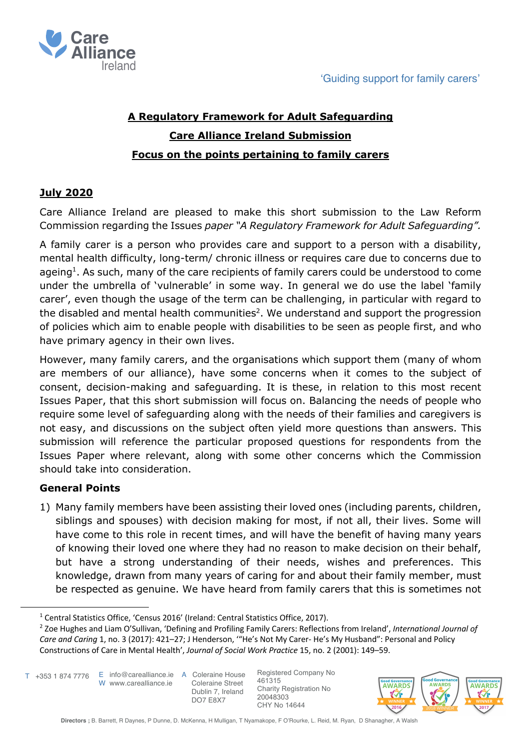'Guiding support for family carers'

# A Regulatory Framework for Adult Safeguarding

## Care Alliance Ireland Submission

## Focus on the points pertaining to family carers

**July 2020**

Care Alliance Ireland are pleased to make this short submission to the Law Reform Commission regarding the Issues *paper "A Regulatory Framework for Adult Safeguarding".*

A family carer is a person who provides care and support to a person with a disability, mental health difficulty, long-term/ chronic illness or requires care due to concerns due to ageing[1]. As such, many of the care recipients of family carers could be understood to come under the umbrella of 'vulnerable' in some way. In general we do use the label 'family carer', even though the usage of the term can be challenging, in particular with regard to the disabled and mental health communities[2]. We understand and support the progression of policies which aim to enable people with disabilities to be seen as people first, and who have primary agency in their own lives.

However, many family carers, and the organisations which support them (many of whom are members of our alliance), have some concerns when it comes to the subject of consent, decision-making and safeguarding. It is these, in relation to this most recent Issues Paper, that this short submission will focus on. Balancing the needs of people who require some level of safeguarding along with the needs of their families and caregivers is not easy, and discussions on the subject often yield more questions than answers. This submission will reference the particular proposed questions for respondents from the Issues Paper where relevant, along with some other concerns which the Commission should take into consideration.

### General Points

1) Many family members have been assisting their loved ones (including parents, children, siblings and spouses) with decision making for most, if not all, their lives. Some will have come to this role in recent times, and will have the benefit of having many years of knowing their loved one where they had no reason to make decision on their behalf, but have a strong understanding of their needs, wishes and preferences. This knowledge, drawn from many years of caring for and about their family member, must be respected as genuine. We have heard from family carers that this is sometimes not

---

[1] Central Statistics Office, 'Census 2016' (Ireland: Central Statistics Office, 2017).

[2] Zoe Hughes and Liam O'Sullivan, 'Defining and Profiling Family Carers: Reflections from Ireland', *International Journal of Care and Caring* 1, no. 3 (2017): 421–27; J Henderson, '"He's Not My Carer- He's My Husband": Personal and Policy Constructions of Care in Mental Health', *Journal of Social Work Practice* 15, no. 2 (2001): 149–59.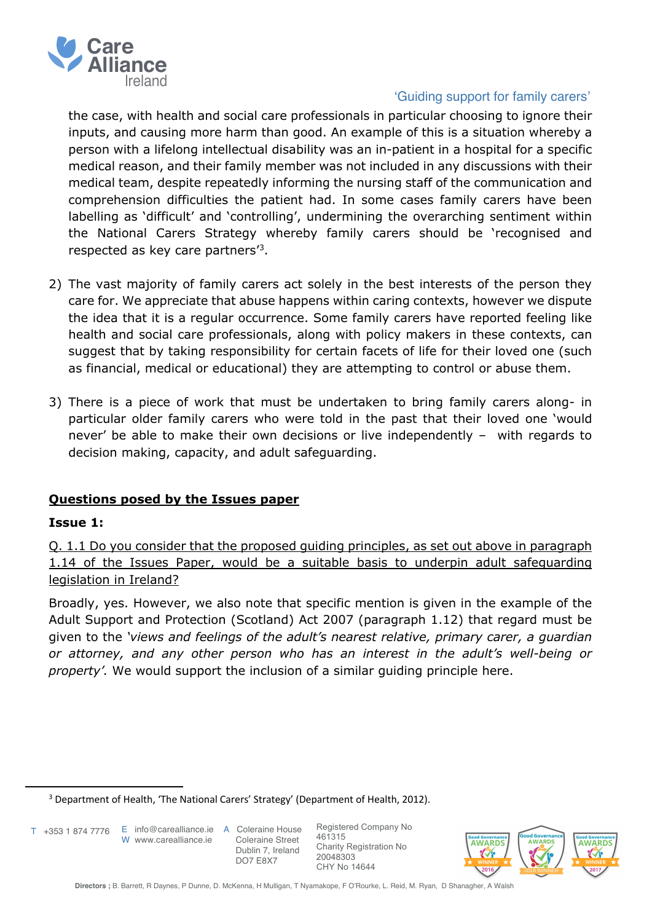the case, with health and social care professionals in particular choosing to ignore their inputs, and causing more harm than good. An example of this is a situation whereby a person with a lifelong intellectual disability was an in-patient in a hospital for a specific medical reason, and their family member was not included in any discussions with their medical team, despite repeatedly informing the nursing staff of the communication and comprehension difficulties the patient had. In some cases family carers have been labelling as 'difficult' and 'controlling', undermining the overarching sentiment within the National Carers Strategy whereby family carers should be 'recognised and respected as key care partners'[3].

2) The vast majority of family carers act solely in the best interests of the person they care for. We appreciate that abuse happens within caring contexts, however we dispute the idea that it is a regular occurrence. Some family carers have reported feeling like health and social care professionals, along with policy makers in these contexts, can suggest that by taking responsibility for certain facets of life for their loved one (such as financial, medical or educational) they are attempting to control or abuse them.

3) There is a piece of work that must be undertaken to bring family carers along- in particular older family carers who were told in the past that their loved one 'would never' be able to make their own decisions or live independently – with regards to decision making, capacity, and adult safeguarding.

## Questions posed by the Issues paper

**Issue 1:**

Q. 1.1 Do you consider that the proposed guiding principles, as set out above in paragraph 1.14 of the Issues Paper, would be a suitable basis to underpin adult safeguarding legislation in Ireland?

Broadly, yes. However, we also note that specific mention is given in the example of the Adult Support and Protection (Scotland) Act 2007 (paragraph 1.12) that regard must be given to the *'views and feelings of the adult's nearest relative, primary carer, a guardian or attorney, and any other person who has an interest in the adult's well-being or property'.* We would support the inclusion of a similar guiding principle here.

[3] Department of Health, 'The National Carers' Strategy' (Department of Health, 2012).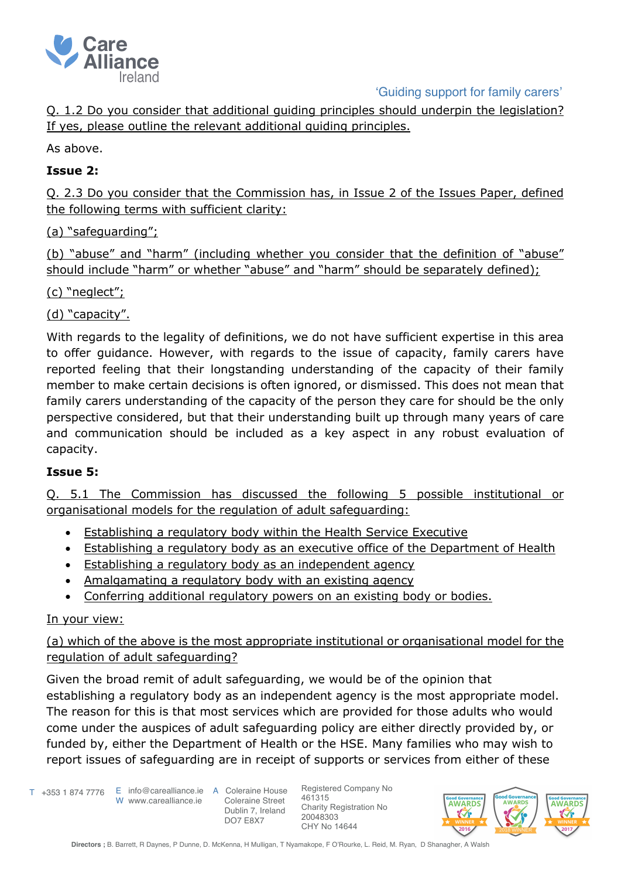Q. 1.2 Do you consider that additional guiding principles should underpin the legislation? If yes, please outline the relevant additional guiding principles.

As above.

**Issue 2:**

Q. 2.3 Do you consider that the Commission has, in Issue 2 of the Issues Paper, defined the following terms with sufficient clarity:

(a) "safeguarding";

(b) "abuse" and "harm" (including whether you consider that the definition of "abuse" should include "harm" or whether "abuse" and "harm" should be separately defined);

(c) "neglect";

(d) "capacity".

With regards to the legality of definitions, we do not have sufficient expertise in this area to offer guidance. However, with regards to the issue of capacity, family carers have reported feeling that their longstanding understanding of the capacity of their family member to make certain decisions is often ignored, or dismissed. This does not mean that family carers understanding of the capacity of the person they care for should be the only perspective considered, but that their understanding built up through many years of care and communication should be included as a key aspect in any robust evaluation of capacity.

**Issue 5:**

Q. 5.1 The Commission has discussed the following 5 possible institutional or organisational models for the regulation of adult safeguarding:

- Establishing a regulatory body within the Health Service Executive
- Establishing a regulatory body as an executive office of the Department of Health
- Establishing a regulatory body as an independent agency
- Amalgamating a regulatory body with an existing agency
- Conferring additional regulatory powers on an existing body or bodies.

In your view:

(a) which of the above is the most appropriate institutional or organisational model for the regulation of adult safeguarding?

Given the broad remit of adult safeguarding, we would be of the opinion that establishing a regulatory body as an independent agency is the most appropriate model. The reason for this is that most services which are provided for those adults who would come under the auspices of adult safeguarding policy are either directly provided by, or funded by, either the Department of Health or the HSE. Many families who may wish to report issues of safeguarding are in receipt of supports or services from either of these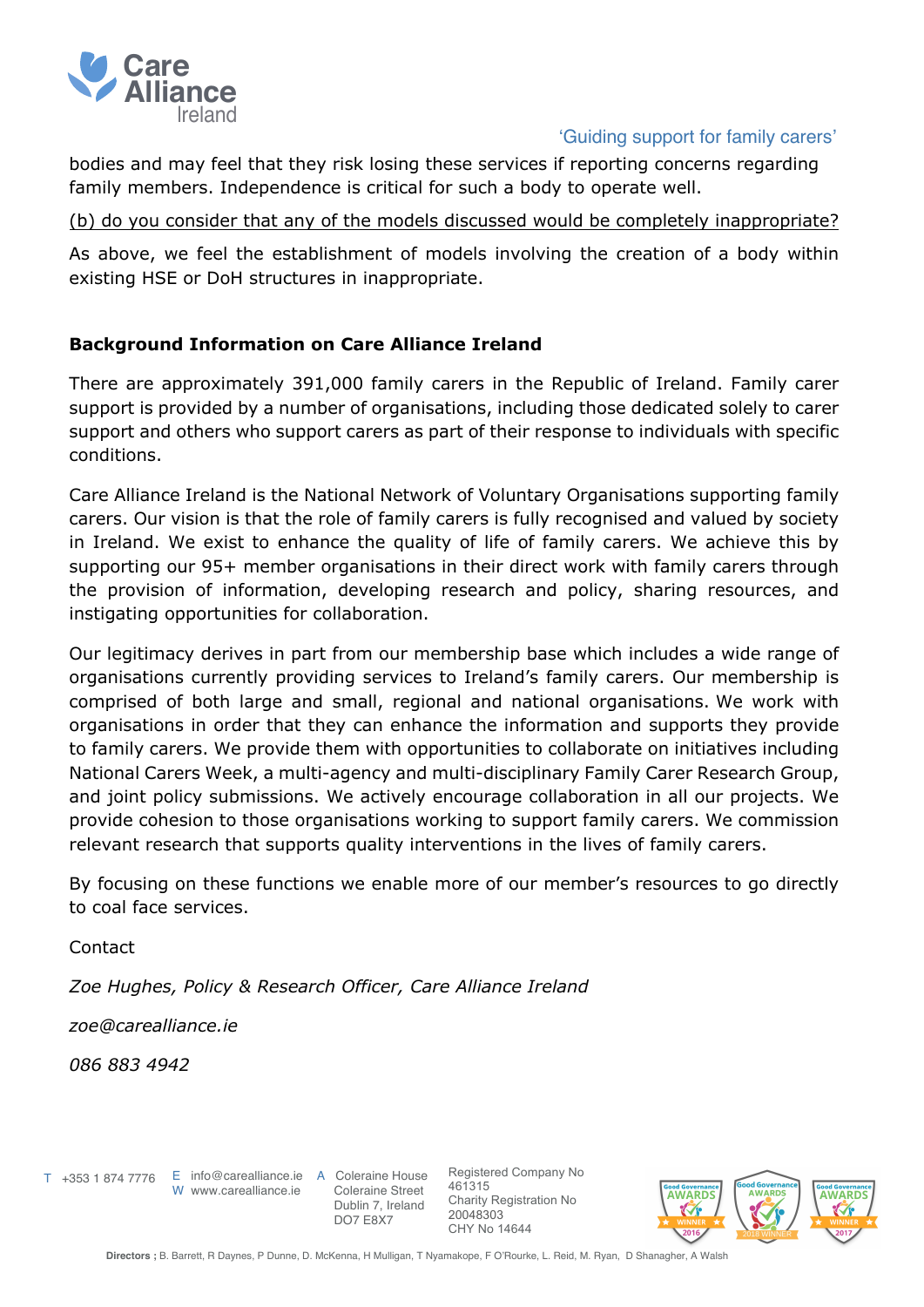bodies and may feel that they risk losing these services if reporting concerns regarding family members. Independence is critical for such a body to operate well.

(b) do you consider that any of the models discussed would be completely inappropriate?

As above, we feel the establishment of models involving the creation of a body within existing HSE or DoH structures in inappropriate.

**Background Information on Care Alliance Ireland**

There are approximately 391,000 family carers in the Republic of Ireland. Family carer support is provided by a number of organisations, including those dedicated solely to carer support and others who support carers as part of their response to individuals with specific conditions.

Care Alliance Ireland is the National Network of Voluntary Organisations supporting family carers. Our vision is that the role of family carers is fully recognised and valued by society in Ireland. We exist to enhance the quality of life of family carers. We achieve this by supporting our 95+ member organisations in their direct work with family carers through the provision of information, developing research and policy, sharing resources, and instigating opportunities for collaboration.

Our legitimacy derives in part from our membership base which includes a wide range of organisations currently providing services to Ireland's family carers. Our membership is comprised of both large and small, regional and national organisations. We work with organisations in order that they can enhance the information and supports they provide to family carers. We provide them with opportunities to collaborate on initiatives including National Carers Week, a multi-agency and multi-disciplinary Family Carer Research Group, and joint policy submissions. We actively encourage collaboration in all our projects. We provide cohesion to those organisations working to support family carers. We commission relevant research that supports quality interventions in the lives of family carers.

By focusing on these functions we enable more of our member's resources to go directly to coal face services.

Contact

*Zoe Hughes, Policy & Research Officer, Care Alliance Ireland*

*zoe@carealliance.ie*

*086 883 4942*